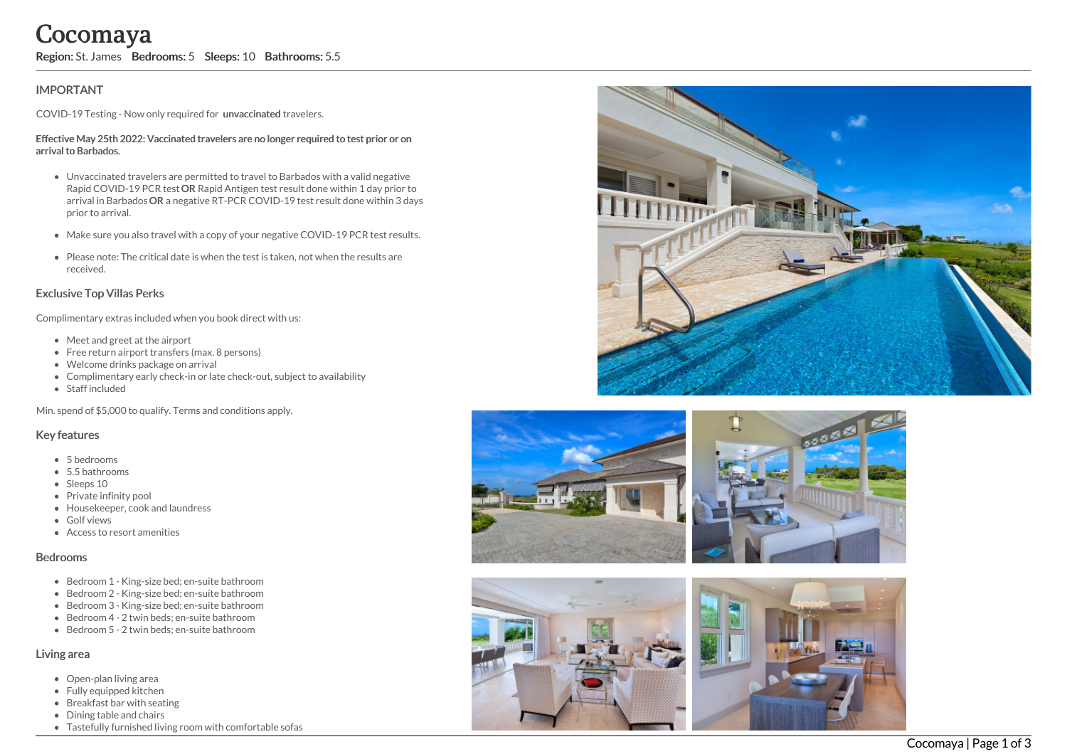# Cocomaya

**Region:** St. James **Bedrooms:** 5 **Sleeps:** 10 **Bathrooms:** 5.5

## IMPORTANT

COVID-19 Testing - Now only required for **unvaccinated** travelers.

**Effective May 25th 2022: Vaccinated travelers are no longer required to test prior or on arrival to Barbados.**

- Unvaccinated travelers are permitted to travel to Barbados with a valid negative Rapid COVID-19 PCR test **OR** Rapid Antigen test result done within 1 day prior to arrival in Barbados **OR** a negative RT-PCR COVID-19 test result done within 3 days prior to arrival.
- Make sure you also travel with a copy of your negative COVID-19 PCR test results.
- Please note: The critical date is when the test is taken, not when the results are received.

## Exclusive Top Villas Perks

Complimentary extras included when you book direct with us:

- Meet and greet at the airport
- Free return airport transfers (max. 8 persons)
- Welcome drinks package on arrival
- Complimentary early check-in or late check-out, subject to availability
- Staff included

Min. spend of $5,000 to qualify. Terms and conditions apply.

## Key features

- 5 bedrooms
- 5.5 bathrooms
- Sleeps 10
- Private infinity pool
- Housekeeper, cook and laundress
- Golf views
- Access to resort amenities

## Bedrooms

- Bedroom 1 - King-size bed; en-suite bathroom
- Bedroom 2 - King-size bed; en-suite bathroom
- Bedroom 3 - King-size bed; en-suite bathroom
- Bedroom 4 - 2 twin beds; en-suite bathroom
- Bedroom 5 - 2 twin beds; en-suite bathroom

## Living area

- Open-plan living area
- Fully equipped kitchen
- Breakfast bar with seating
- Dining table and chairs
- Tastefully furnished living room with comfortable sofas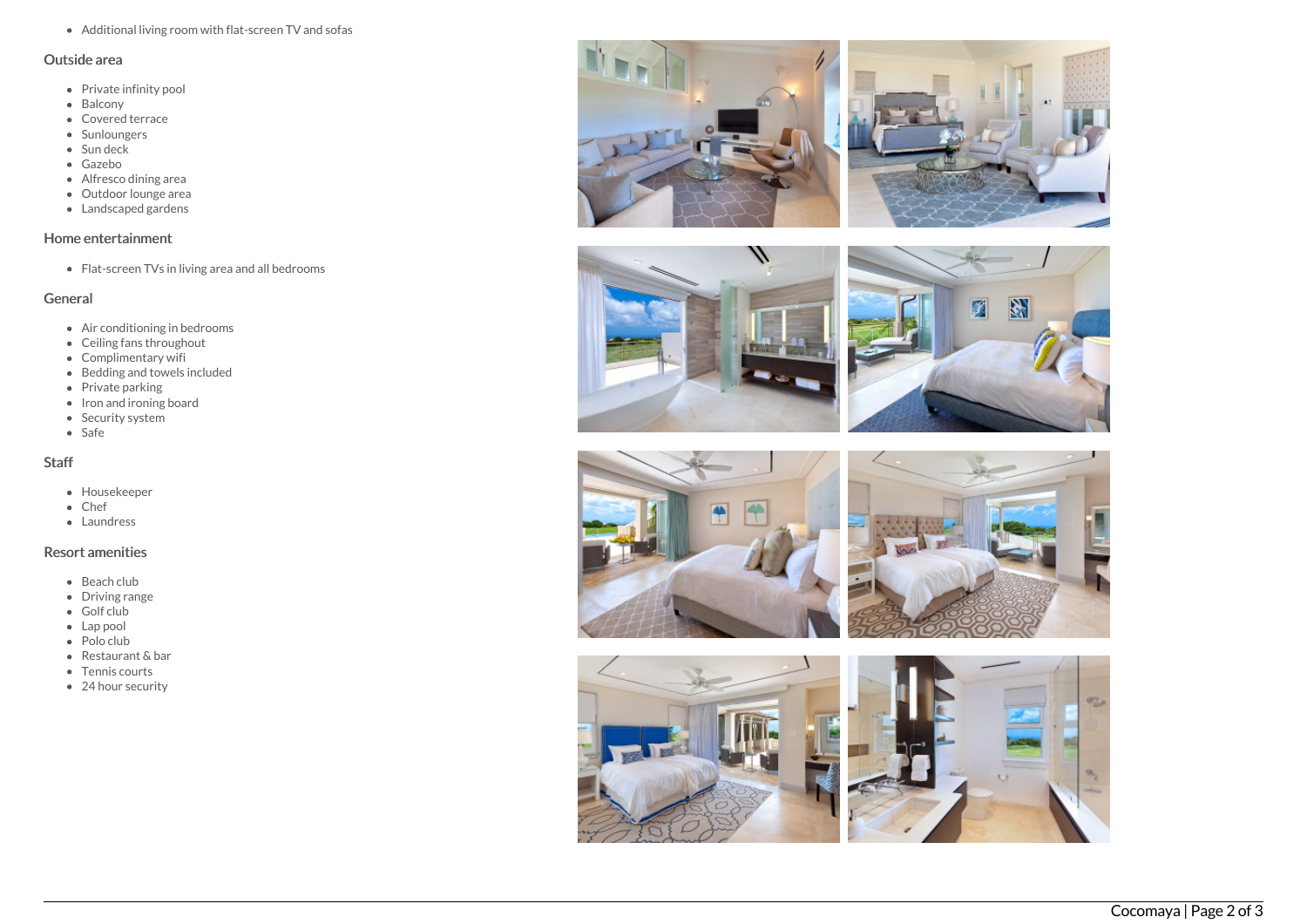- Additional living room with flat-screen TV and sofas

## Outside area

- Private infinity pool
- Balcony
- Covered terrace
- Sunloungers
- Sun deck
- Gazebo
- Alfresco dining area
- Outdoor lounge area
- Landscaped gardens

## Home entertainment

- Flat-screen TVs in living area and all bedrooms

## General

- Air conditioning in bedrooms
- Ceiling fans throughout
- Complimentary wifi
- Bedding and towels included
- Private parking
- Iron and ironing board
- Security system
- Safe

## Staff

- Housekeeper
- Chef
- Laundress

## Resort amenities

- Beach club
- Driving range
- Golf club
- Lap pool
- Polo club
- Restaurant & bar
- Tennis courts
- 24 hour security